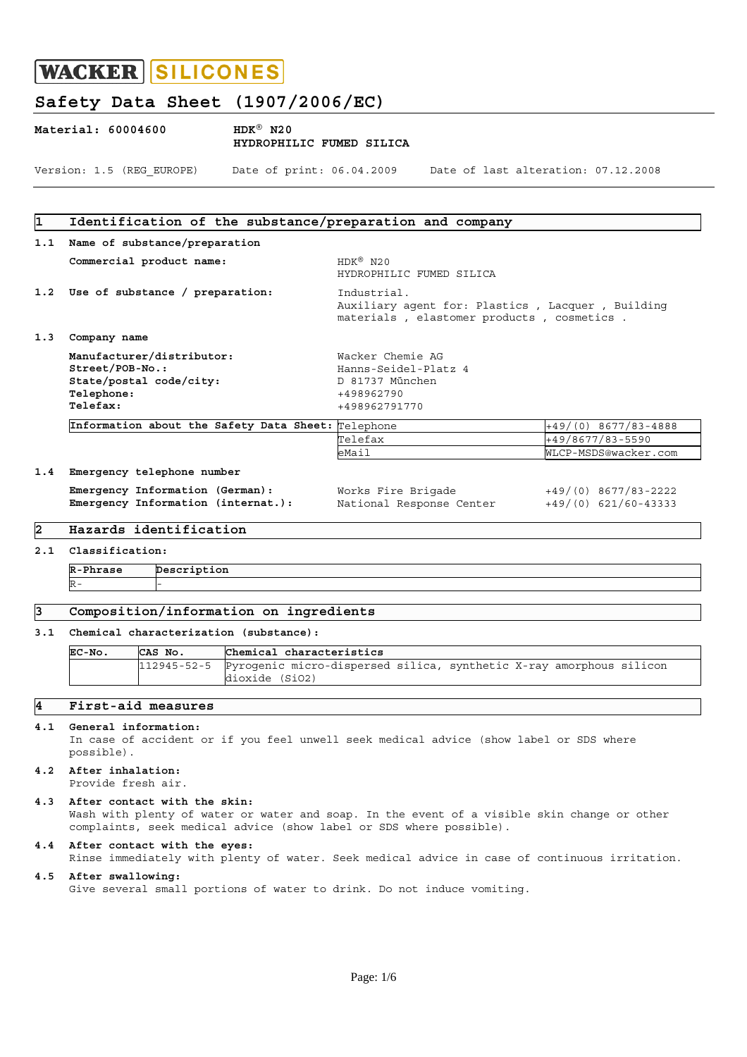WACKER | SILICONES

# Safety Data Sheet (1907/2006/EC)

**Material: 60004600** **HDK® N20**
**HYDROPHILIC FUMED SILICA**

Version: 1.5 (REG_EUROPE) Date of print: 06.04.2009 Date of last alteration: 07.12.2008

## 1 Identification of the substance/preparation and company

### 1.1 Name of substance/preparation

**Commercial product name:** HDK® N20
HYDROPHILIC FUMED SILICA

### 1.2 Use of substance / preparation:

Industrial.
Auxiliary agent for: Plastics , Lacquer , Building materials , elastomer products , cosmetics .

### 1.3 Company name

**Manufacturer/distributor:** Wacker Chemie AG
**Street/POB-No.:** Hanns-Seidel-Platz 4
**State/postal code/city:** D 81737 München
**Telephone:** +498962790
**Telefax:** +498962791770

| Information about the Safety Data Sheet: | | |
|---|---|---|
| | Telephone | +49/(0) 8677/83-4888 |
| | Telefax | +49/8677/83-5590 |
| | eMail | WLCP-MSDS@wacker.com |

### 1.4 Emergency telephone number

**Emergency Information (German):** Works Fire Brigade +49/(0) 8677/83-2222
**Emergency Information (internat.):** National Response Center +49/(0) 621/60-43333

## 2 Hazards identification

### 2.1 Classification:

| R-Phrase | Description |
|---|---|
| R- | - |

## 3 Composition/information on ingredients

### 3.1 Chemical characterization (substance):

| EC-No. | CAS No. | Chemical characteristics |
|---|---|---|
| | 112945-52-5 | Pyrogenic micro-dispersed silica, synthetic X-ray amorphous silicon dioxide ($SiO_2$) |

## 4 First-aid measures

### 4.1 General information:

In case of accident or if you feel unwell seek medical advice (show label or SDS where possible).

### 4.2 After inhalation:

Provide fresh air.

### 4.3 After contact with the skin:

Wash with plenty of water or water and soap. In the event of a visible skin change or other complaints, seek medical advice (show label or SDS where possible).

### 4.4 After contact with the eyes:

Rinse immediately with plenty of water. Seek medical advice in case of continuous irritation.

### 4.5 After swallowing:

Give several small portions of water to drink. Do not induce vomiting.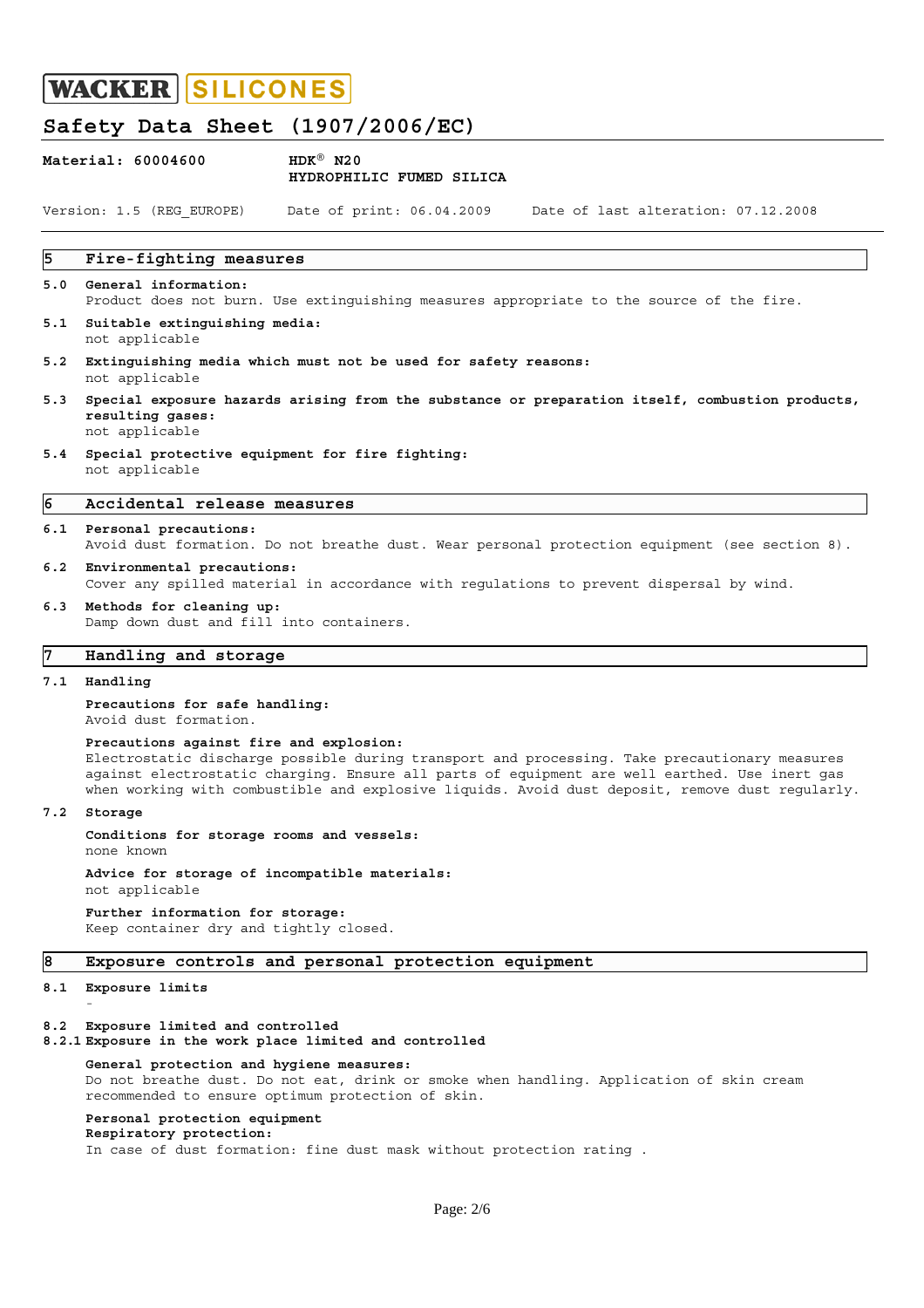## 5 Fire-fighting measures

**5.0 General information:**
Product does not burn. Use extinguishing measures appropriate to the source of the fire.

**5.1 Suitable extinguishing media:**
not applicable

**5.2 Extinguishing media which must not be used for safety reasons:**
not applicable

**5.3 Special exposure hazards arising from the substance or preparation itself, combustion products, resulting gases:**
not applicable

**5.4 Special protective equipment for fire fighting:**
not applicable

## 6 Accidental release measures

**6.1 Personal precautions:**
Avoid dust formation. Do not breathe dust. Wear personal protection equipment (see section 8).

**6.2 Environmental precautions:**
Cover any spilled material in accordance with regulations to prevent dispersal by wind.

**6.3 Methods for cleaning up:**
Damp down dust and fill into containers.

## 7 Handling and storage

**7.1 Handling**

**Precautions for safe handling:**
Avoid dust formation.

**Precautions against fire and explosion:**
Electrostatic discharge possible during transport and processing. Take precautionary measures against electrostatic charging. Ensure all parts of equipment are well earthed. Use inert gas when working with combustible and explosive liquids. Avoid dust deposit, remove dust regularly.

**7.2 Storage**

**Conditions for storage rooms and vessels:**
none known

**Advice for storage of incompatible materials:**
not applicable

**Further information for storage:**
Keep container dry and tightly closed.

## 8 Exposure controls and personal protection equipment

**8.1 Exposure limits**

-

**8.2 Exposure limited and controlled**
**8.2.1 Exposure in the work place limited and controlled**

**General protection and hygiene measures:**
Do not breathe dust. Do not eat, drink or smoke when handling. Application of skin cream recommended to ensure optimum protection of skin.

**Personal protection equipment**
**Respiratory protection:**
In case of dust formation: fine dust mask without protection rating .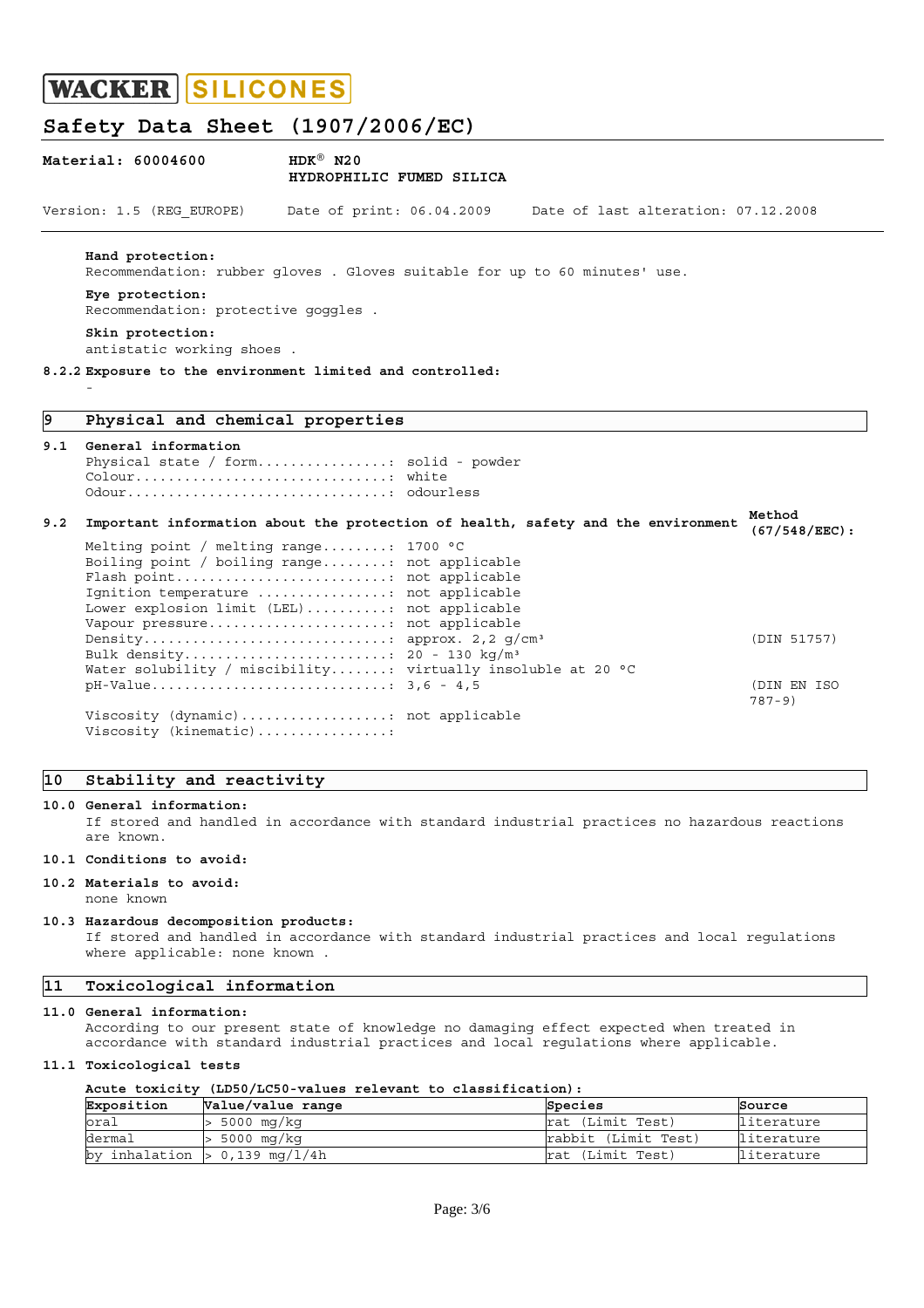**Hand protection:**
Recommendation: rubber gloves . Gloves suitable for up to 60 minutes' use.

**Eye protection:**
Recommendation: protective goggles .

**Skin protection:**
antistatic working shoes .

**8.2.2 Exposure to the environment limited and controlled:**
-

## 9 Physical and chemical properties

### 9.1 General information

Physical state / form................: solid - powder
Colour...............................: white
Odour................................: odourless

### 9.2 Important information about the protection of health, safety and the environment

| Property | Value | Method (67/548/EEC): |
|---|---|---|
| Melting point / melting range........ | 1700 °C | |
| Boiling point / boiling range........ | not applicable | |
| Flash point.......................... | not applicable | |
| Ignition temperature ................ | not applicable | |
| Lower explosion limit (LEL).......... | not applicable | |
| Vapour pressure...................... | not applicable | |
| Density.............................. | approx. 2,2 g/cm³ | (DIN 51757) |
| Bulk density......................... | 20 - 130 kg/m³ | |
| Water solubility / miscibility....... | virtually insoluble at 20 °C | |
| pH-Value............................. | 3,6 - 4,5 | (DIN EN ISO 787-9) |
| Viscosity (dynamic).................. | not applicable | |
| Viscosity (kinematic)................ | | |

## 10 Stability and reactivity

**10.0 General information:**
If stored and handled in accordance with standard industrial practices no hazardous reactions are known.

**10.1 Conditions to avoid:**

**10.2 Materials to avoid:**
none known

**10.3 Hazardous decomposition products:**
If stored and handled in accordance with standard industrial practices and local regulations where applicable: none known .

## 11 Toxicological information

**11.0 General information:**
According to our present state of knowledge no damaging effect expected when treated in accordance with standard industrial practices and local regulations where applicable.

**11.1 Toxicological tests**

**Acute toxicity (LD50/LC50-values relevant to classification):**

| Exposition | Value/value range | Species | Source |
|---|---|---|---|
| oral | > 5000 mg/kg | rat (Limit Test) | literature |
| dermal | > 5000 mg/kg | rabbit (Limit Test) | literature |
| by inhalation | > 0,139 mg/l/4h | rat (Limit Test) | literature |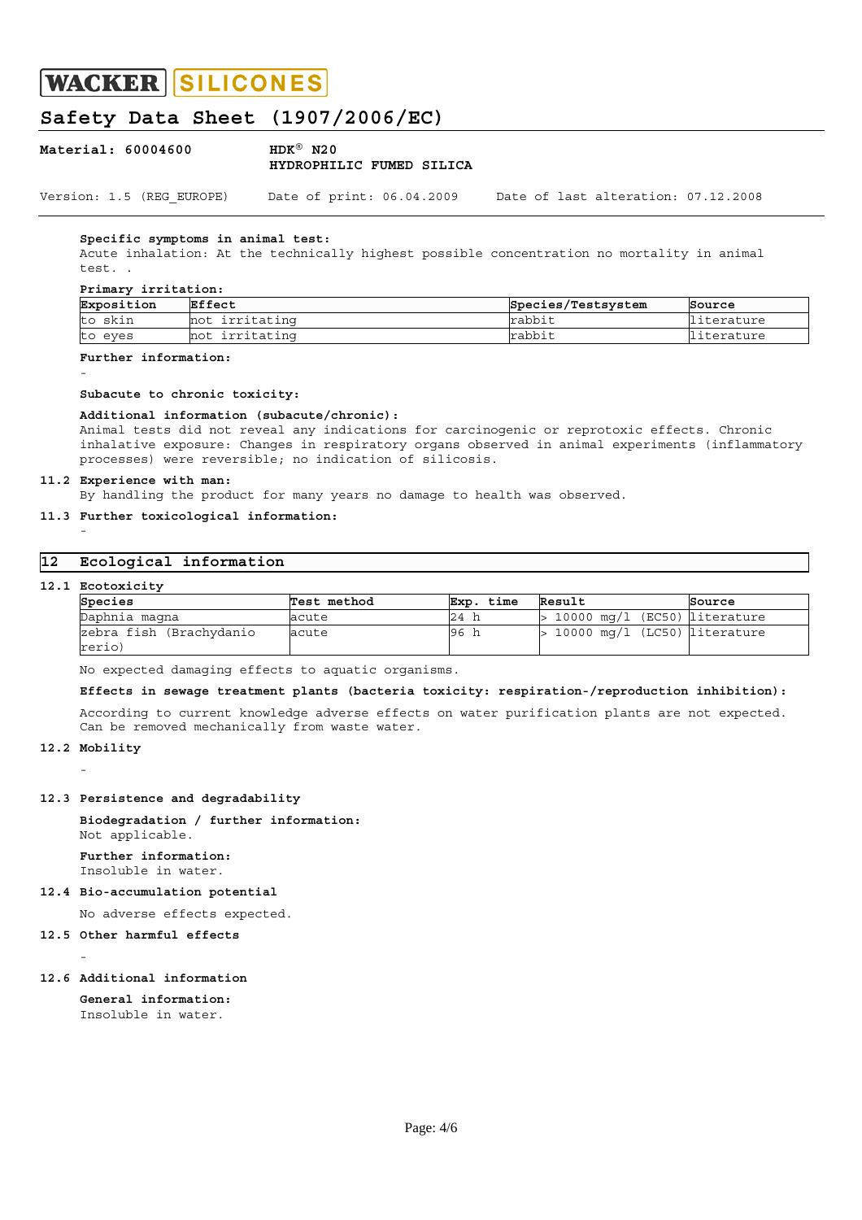**Specific symptoms in animal test:**
Acute inhalation: At the technically highest possible concentration no mortality in animal test. .

**Primary irritation:**

| Exposition | Effect | Species/Testsystem | Source |
|---|---|---|---|
| to skin | not irritating | rabbit | literature |
| to eyes | not irritating | rabbit | literature |

**Further information:**
-

**Subacute to chronic toxicity:**

**Additional information (subacute/chronic):**
Animal tests did not reveal any indications for carcinogenic or reprotoxic effects. Chronic inhalative exposure: Changes in respiratory organs observed in animal experiments (inflammatory processes) were reversible; no indication of silicosis.

**11.2 Experience with man:**
By handling the product for many years no damage to health was observed.

**11.3 Further toxicological information:**
-

## 12 Ecological information

**12.1 Ecotoxicity**

| Species | Test method | Exp. time | Result | Source |
|---|---|---|---|---|
| Daphnia magna | acute | 24 h | > 10000 mg/l (EC50) | literature |
| zebra fish (Brachydanio rerio) | acute | 96 h | > 10000 mg/l (LC50) | literature |

No expected damaging effects to aquatic organisms.

**Effects in sewage treatment plants (bacteria toxicity: respiration-/reproduction inhibition):**

According to current knowledge adverse effects on water purification plants are not expected. Can be removed mechanically from waste water.

**12.2 Mobility**

-

**12.3 Persistence and degradability**

**Biodegradation / further information:**
Not applicable.

**Further information:**
Insoluble in water.

**12.4 Bio-accumulation potential**

No adverse effects expected.

**12.5 Other harmful effects**

-

**12.6 Additional information**

**General information:**
Insoluble in water.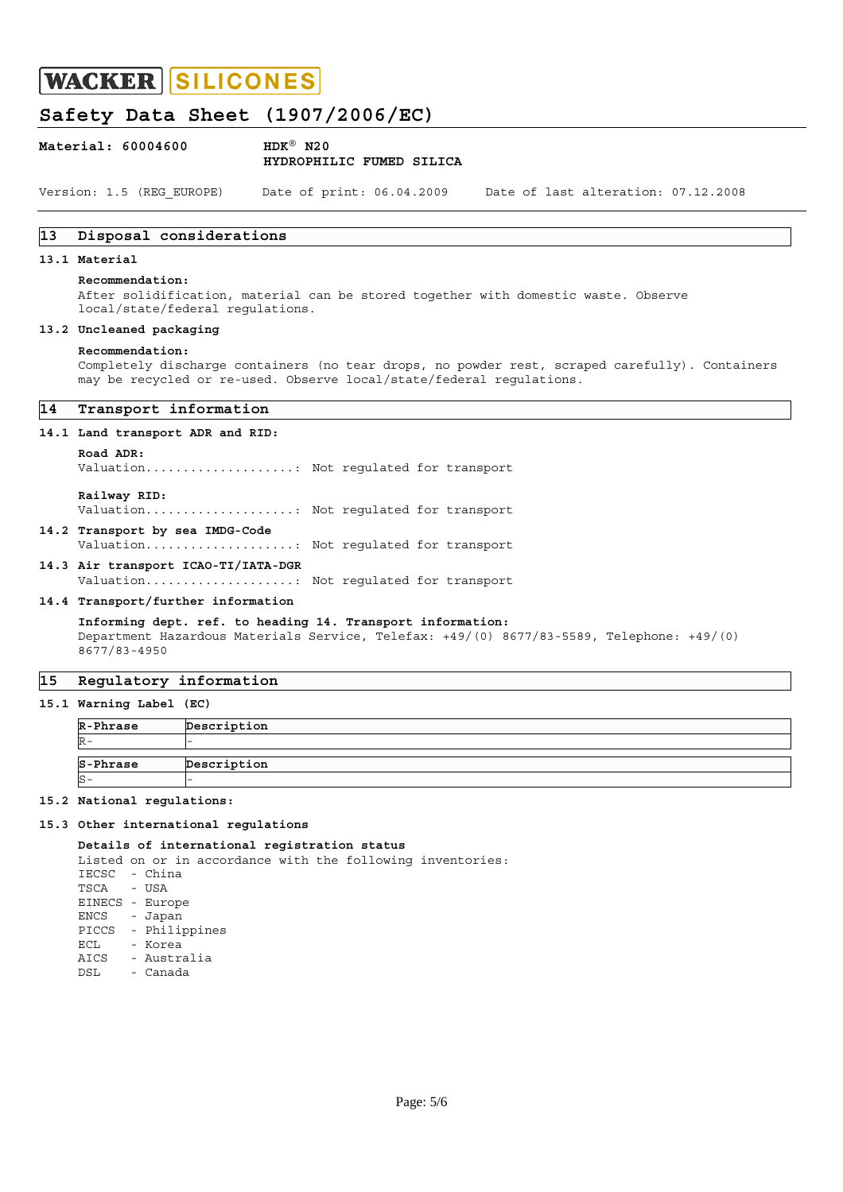## 13 Disposal considerations

### 13.1 Material

**Recommendation:**
After solidification, material can be stored together with domestic waste. Observe local/state/federal regulations.

### 13.2 Uncleaned packaging

**Recommendation:**
Completely discharge containers (no tear drops, no powder rest, scraped carefully). Containers may be recycled or re-used. Observe local/state/federal regulations.

## 14 Transport information

### 14.1 Land transport ADR and RID:

**Road ADR:**
Valuation....................: Not regulated for transport

**Railway RID:**
Valuation....................: Not regulated for transport

### 14.2 Transport by sea IMDG-Code

Valuation....................: Not regulated for transport

### 14.3 Air transport ICAO-TI/IATA-DGR

Valuation....................: Not regulated for transport

### 14.4 Transport/further information

**Informing dept. ref. to heading 14. Transport information:**
Department Hazardous Materials Service, Telefax: +49/(0) 8677/83-5589, Telephone: +49/(0) 8677/83-4950

## 15 Regulatory information

### 15.1 Warning Label (EC)

| R-Phrase | Description |
| --- | --- |
| R- | - |

| S-Phrase | Description |
| --- | --- |
| S- | - |

### 15.2 National regulations:

### 15.3 Other international regulations

**Details of international registration status**
Listed on or in accordance with the following inventories:
IECSC - China
TSCA - USA
EINECS - Europe
ENCS - Japan
PICCS - Philippines
ECL - Korea
AICS - Australia
DSL - Canada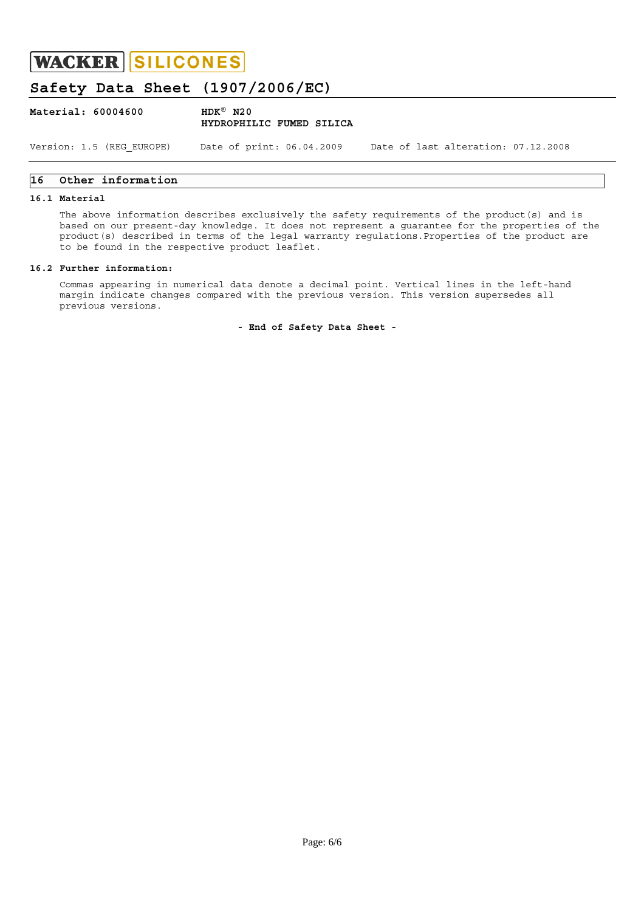**Material: 60004600**

**HDK® N20**
**HYDROPHILIC FUMED SILICA**

Version: 1.5 (REG_EUROPE) Date of print: 06.04.2009 Date of last alteration: 07.12.2008

## 16 Other information

### 16.1 Material

The above information describes exclusively the safety requirements of the product(s) and is based on our present-day knowledge. It does not represent a guarantee for the properties of the product(s) described in terms of the legal warranty regulations.Properties of the product are to be found in the respective product leaflet.

### 16.2 Further information:

Commas appearing in numerical data denote a decimal point. Vertical lines in the left-hand margin indicate changes compared with the previous version. This version supersedes all previous versions.

**- End of Safety Data Sheet -**